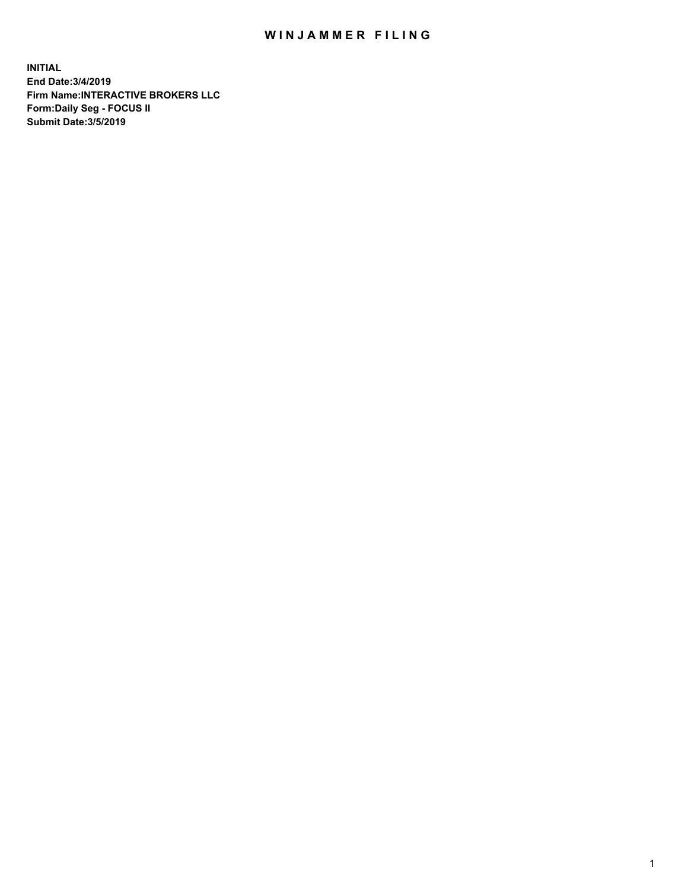# WINJAMMER FILING

**INITIAL**
**End Date:3/4/2019**
**Firm Name:INTERACTIVE BROKERS LLC**
**Form:Daily Seg - FOCUS II**
**Submit Date:3/5/2019**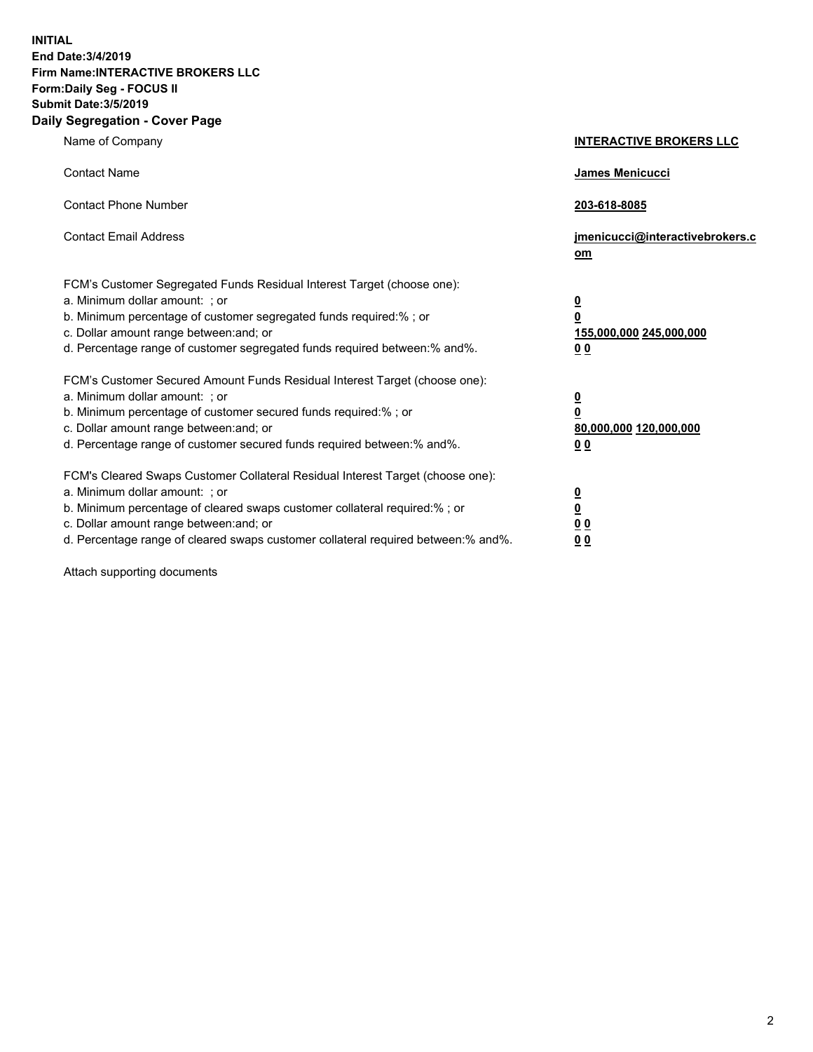**INITIAL**
**End Date:3/4/2019**
**Firm Name:INTERACTIVE BROKERS LLC**
**Form:Daily Seg - FOCUS II**
**Submit Date:3/5/2019**

## Daily Segregation - Cover Page

| | |
|---|---|
| Name of Company | **INTERACTIVE BROKERS LLC** |
| Contact Name | **James Menicucci** |
| Contact Phone Number | **203-618-8085** |
| Contact Email Address | **jmenicucci@interactivebrokers.com** |

FCM's Customer Segregated Funds Residual Interest Target (choose one):

| | |
|---|---|
| a. Minimum dollar amount: ; or | **0** |
| b. Minimum percentage of customer segregated funds required:% ; or | **0** |
| c. Dollar amount range between:and; or | **155,000,000** **245,000,000** |
| d. Percentage range of customer segregated funds required between:% and%. | **0** **0** |

FCM's Customer Secured Amount Funds Residual Interest Target (choose one):

| | |
|---|---|
| a. Minimum dollar amount: ; or | **0** |
| b. Minimum percentage of customer secured funds required:% ; or | **0** |
| c. Dollar amount range between:and; or | **80,000,000** **120,000,000** |
| d. Percentage range of customer secured funds required between:% and%. | **0** **0** |

FCM's Cleared Swaps Customer Collateral Residual Interest Target (choose one):

| | |
|---|---|
| a. Minimum dollar amount: ; or | **0** |
| b. Minimum percentage of cleared swaps customer collateral required:% ; or | **0** |
| c. Dollar amount range between:and; or | **0** **0** |
| d. Percentage range of cleared swaps customer collateral required between:% and%. | **0** **0** |

Attach supporting documents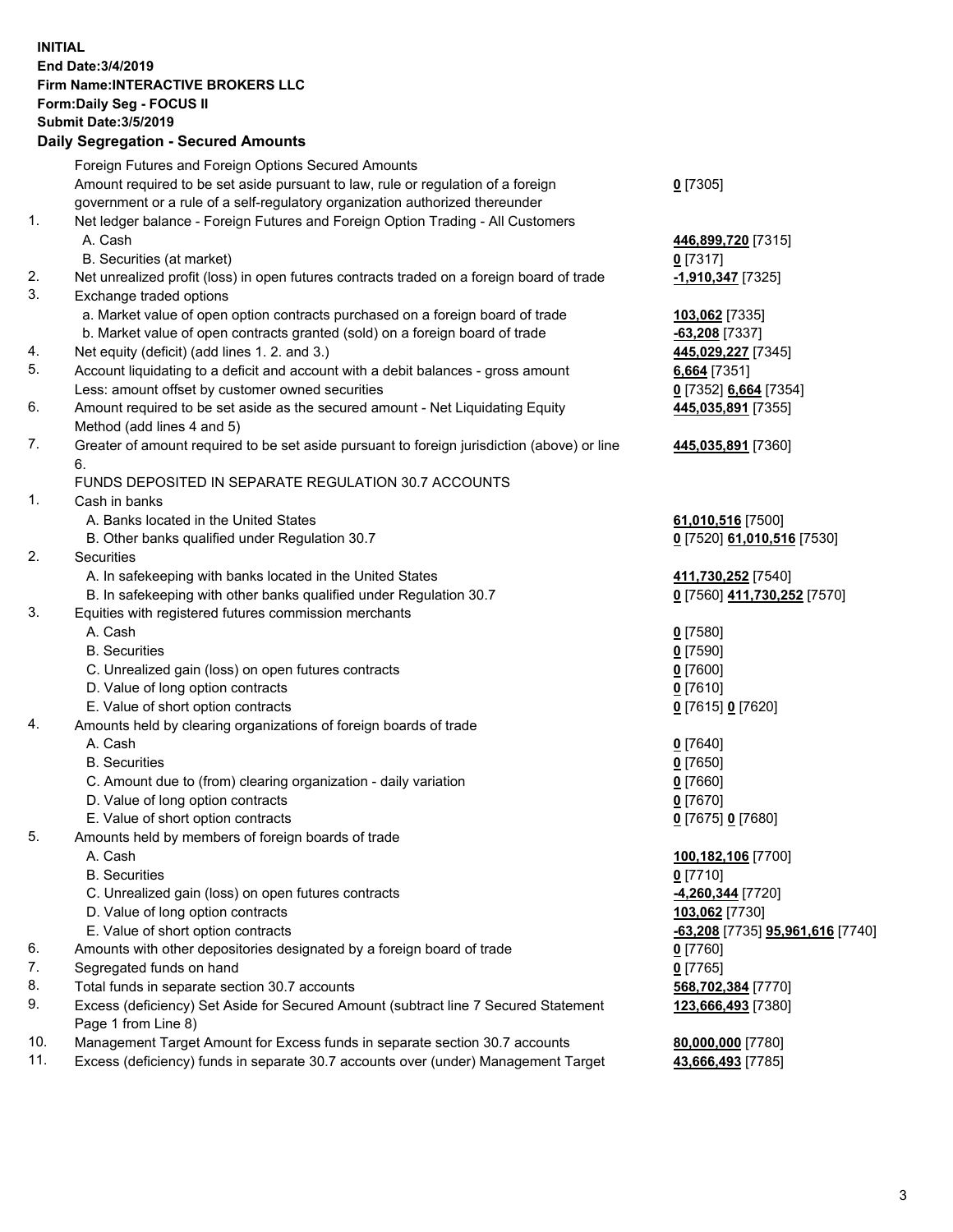**INITIAL**
**End Date:3/4/2019**
**Firm Name:INTERACTIVE BROKERS LLC**
**Form:Daily Seg - FOCUS II**
**Submit Date:3/5/2019**

## Daily Segregation - Secured Amounts

| | | |
|---|---|---|
| | Foreign Futures and Foreign Options Secured Amounts | |
| | Amount required to be set aside pursuant to law, rule or regulation of a foreign government or a rule of a self-regulatory organization authorized thereunder | **0** [7305] |
| 1. | Net ledger balance - Foreign Futures and Foreign Option Trading - All Customers | |
| | A. Cash | **446,899,720** [7315] |
| | B. Securities (at market) | **0** [7317] |
| 2. | Net unrealized profit (loss) in open futures contracts traded on a foreign board of trade | **-1,910,347** [7325] |
| 3. | Exchange traded options | |
| | a. Market value of open option contracts purchased on a foreign board of trade | **103,062** [7335] |
| | b. Market value of open contracts granted (sold) on a foreign board of trade | **-63,208** [7337] |
| 4. | Net equity (deficit) (add lines 1. 2. and 3.) | **445,029,227** [7345] |
| 5. | Account liquidating to a deficit and account with a debit balances - gross amount | **6,664** [7351] |
| | Less: amount offset by customer owned securities | **0** [7352] **6,664** [7354] |
| 6. | Amount required to be set aside as the secured amount - Net Liquidating Equity Method (add lines 4 and 5) | **445,035,891** [7355] |
| 7. | Greater of amount required to be set aside pursuant to foreign jurisdiction (above) or line 6. | **445,035,891** [7360] |
| | FUNDS DEPOSITED IN SEPARATE REGULATION 30.7 ACCOUNTS | |
| 1. | Cash in banks | |
| | A. Banks located in the United States | **61,010,516** [7500] |
| | B. Other banks qualified under Regulation 30.7 | **0** [7520] **61,010,516** [7530] |
| 2. | Securities | |
| | A. In safekeeping with banks located in the United States | **411,730,252** [7540] |
| | B. In safekeeping with other banks qualified under Regulation 30.7 | **0** [7560] **411,730,252** [7570] |
| 3. | Equities with registered futures commission merchants | |
| | A. Cash | **0** [7580] |
| | B. Securities | **0** [7590] |
| | C. Unrealized gain (loss) on open futures contracts | **0** [7600] |
| | D. Value of long option contracts | **0** [7610] |
| | E. Value of short option contracts | **0** [7615] **0** [7620] |
| 4. | Amounts held by clearing organizations of foreign boards of trade | |
| | A. Cash | **0** [7640] |
| | B. Securities | **0** [7650] |
| | C. Amount due to (from) clearing organization - daily variation | **0** [7660] |
| | D. Value of long option contracts | **0** [7670] |
| | E. Value of short option contracts | **0** [7675] **0** [7680] |
| 5. | Amounts held by members of foreign boards of trade | |
| | A. Cash | **100,182,106** [7700] |
| | B. Securities | **0** [7710] |
| | C. Unrealized gain (loss) on open futures contracts | **-4,260,344** [7720] |
| | D. Value of long option contracts | **103,062** [7730] |
| | E. Value of short option contracts | **-63,208** [7735] **95,961,616** [7740] |
| 6. | Amounts with other depositories designated by a foreign board of trade | **0** [7760] |
| 7. | Segregated funds on hand | **0** [7765] |
| 8. | Total funds in separate section 30.7 accounts | **568,702,384** [7770] |
| 9. | Excess (deficiency) Set Aside for Secured Amount (subtract line 7 Secured Statement Page 1 from Line 8) | **123,666,493** [7380] |
| 10. | Management Target Amount for Excess funds in separate section 30.7 accounts | **80,000,000** [7780] |
| 11. | Excess (deficiency) funds in separate 30.7 accounts over (under) Management Target | **43,666,493** [7785] |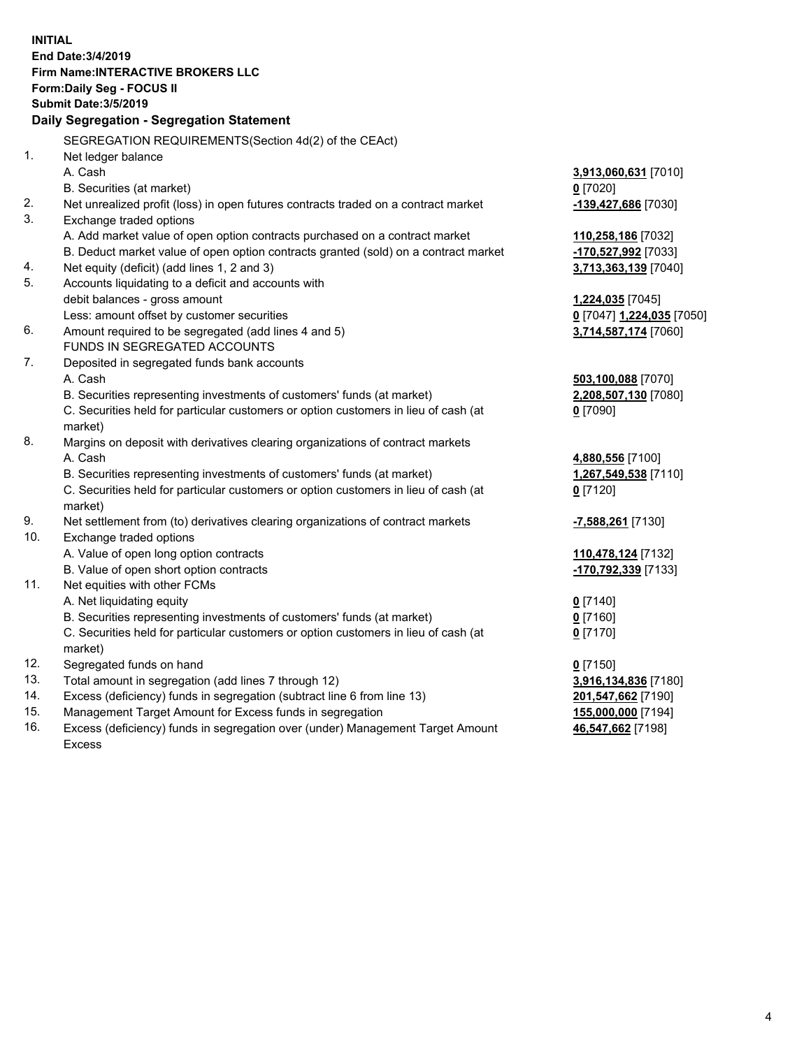**INITIAL**
**End Date:3/4/2019**
**Firm Name:INTERACTIVE BROKERS LLC**
**Form:Daily Seg - FOCUS II**
**Submit Date:3/5/2019**

## Daily Segregation - Segregation Statement

SEGREGATION REQUIREMENTS(Section 4d(2) of the CEAct)

| | | |
|---|---|---|
| 1. | Net ledger balance | |
| | A. Cash | **3,913,060,631** [7010] |
| | B. Securities (at market) | **0** [7020] |
| 2. | Net unrealized profit (loss) in open futures contracts traded on a contract market | **-139,427,686** [7030] |
| 3. | Exchange traded options | |
| | A. Add market value of open option contracts purchased on a contract market | **110,258,186** [7032] |
| | B. Deduct market value of open option contracts granted (sold) on a contract market | **-170,527,992** [7033] |
| 4. | Net equity (deficit) (add lines 1, 2 and 3) | **3,713,363,139** [7040] |
| 5. | Accounts liquidating to a deficit and accounts with debit balances - gross amount | **1,224,035** [7045] |
| | Less: amount offset by customer securities | **0** [7047] **1,224,035** [7050] |
| 6. | Amount required to be segregated (add lines 4 and 5) | **3,714,587,174** [7060] |
| | FUNDS IN SEGREGATED ACCOUNTS | |
| 7. | Deposited in segregated funds bank accounts | |
| | A. Cash | **503,100,088** [7070] |
| | B. Securities representing investments of customers' funds (at market) | **2,208,507,130** [7080] |
| | C. Securities held for particular customers or option customers in lieu of cash (at market) | **0** [7090] |
| 8. | Margins on deposit with derivatives clearing organizations of contract markets | |
| | A. Cash | **4,880,556** [7100] |
| | B. Securities representing investments of customers' funds (at market) | **1,267,549,538** [7110] |
| | C. Securities held for particular customers or option customers in lieu of cash (at market) | **0** [7120] |
| 9. | Net settlement from (to) derivatives clearing organizations of contract markets | **-7,588,261** [7130] |
| 10. | Exchange traded options | |
| | A. Value of open long option contracts | **110,478,124** [7132] |
| | B. Value of open short option contracts | **-170,792,339** [7133] |
| 11. | Net equities with other FCMs | |
| | A. Net liquidating equity | **0** [7140] |
| | B. Securities representing investments of customers' funds (at market) | **0** [7160] |
| | C. Securities held for particular customers or option customers in lieu of cash (at market) | **0** [7170] |
| 12. | Segregated funds on hand | **0** [7150] |
| 13. | Total amount in segregation (add lines 7 through 12) | **3,916,134,836** [7180] |
| 14. | Excess (deficiency) funds in segregation (subtract line 6 from line 13) | **201,547,662** [7190] |
| 15. | Management Target Amount for Excess funds in segregation | **155,000,000** [7194] |
| 16. | Excess (deficiency) funds in segregation over (under) Management Target Amount Excess | **46,547,662** [7198] |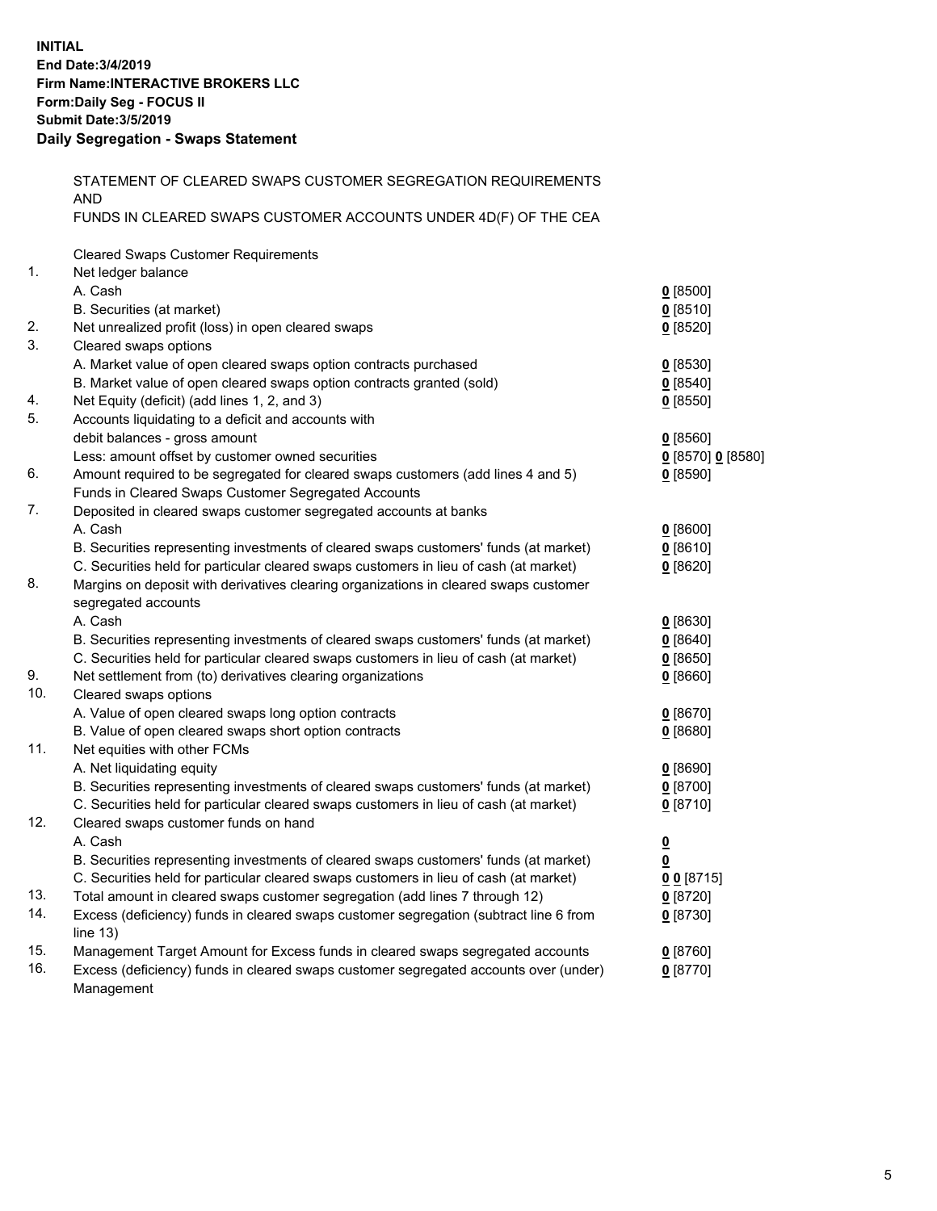**INITIAL**
**End Date:3/4/2019**
**Firm Name:INTERACTIVE BROKERS LLC**
**Form:Daily Seg - FOCUS II**
**Submit Date:3/5/2019**
**Daily Segregation - Swaps Statement**

STATEMENT OF CLEARED SWAPS CUSTOMER SEGREGATION REQUIREMENTS AND FUNDS IN CLEARED SWAPS CUSTOMER ACCOUNTS UNDER 4D(F) OF THE CEA

| | | |
|---|---|---|
| | Cleared Swaps Customer Requirements | |
| 1. | Net ledger balance | |
| | A. Cash | 0 [8500] |
| | B. Securities (at market) | 0 [8510] |
| 2. | Net unrealized profit (loss) in open cleared swaps | 0 [8520] |
| 3. | Cleared swaps options | |
| | A. Market value of open cleared swaps option contracts purchased | 0 [8530] |
| | B. Market value of open cleared swaps option contracts granted (sold) | 0 [8540] |
| 4. | Net Equity (deficit) (add lines 1, 2, and 3) | 0 [8550] |
| 5. | Accounts liquidating to a deficit and accounts with | |
| | debit balances - gross amount | 0 [8560] |
| | Less: amount offset by customer owned securities | 0 [8570] 0 [8580] |
| 6. | Amount required to be segregated for cleared swaps customers (add lines 4 and 5) | 0 [8590] |
| | Funds in Cleared Swaps Customer Segregated Accounts | |
| 7. | Deposited in cleared swaps customer segregated accounts at banks | |
| | A. Cash | 0 [8600] |
| | B. Securities representing investments of cleared swaps customers' funds (at market) | 0 [8610] |
| | C. Securities held for particular cleared swaps customers in lieu of cash (at market) | 0 [8620] |
| 8. | Margins on deposit with derivatives clearing organizations in cleared swaps customer segregated accounts | |
| | A. Cash | 0 [8630] |
| | B. Securities representing investments of cleared swaps customers' funds (at market) | 0 [8640] |
| | C. Securities held for particular cleared swaps customers in lieu of cash (at market) | 0 [8650] |
| 9. | Net settlement from (to) derivatives clearing organizations | 0 [8660] |
| 10. | Cleared swaps options | |
| | A. Value of open cleared swaps long option contracts | 0 [8670] |
| | B. Value of open cleared swaps short option contracts | 0 [8680] |
| 11. | Net equities with other FCMs | |
| | A. Net liquidating equity | 0 [8690] |
| | B. Securities representing investments of cleared swaps customers' funds (at market) | 0 [8700] |
| | C. Securities held for particular cleared swaps customers in lieu of cash (at market) | 0 [8710] |
| 12. | Cleared swaps customer funds on hand | |
| | A. Cash | 0 |
| | B. Securities representing investments of cleared swaps customers' funds (at market) | 0 |
| | C. Securities held for particular cleared swaps customers in lieu of cash (at market) | 0 0 [8715] |
| 13. | Total amount in cleared swaps customer segregation (add lines 7 through 12) | 0 [8720] |
| 14. | Excess (deficiency) funds in cleared swaps customer segregation (subtract line 6 from line 13) | 0 [8730] |
| 15. | Management Target Amount for Excess funds in cleared swaps segregated accounts | 0 [8760] |
| 16. | Excess (deficiency) funds in cleared swaps customer segregated accounts over (under) Management | 0 [8770] |